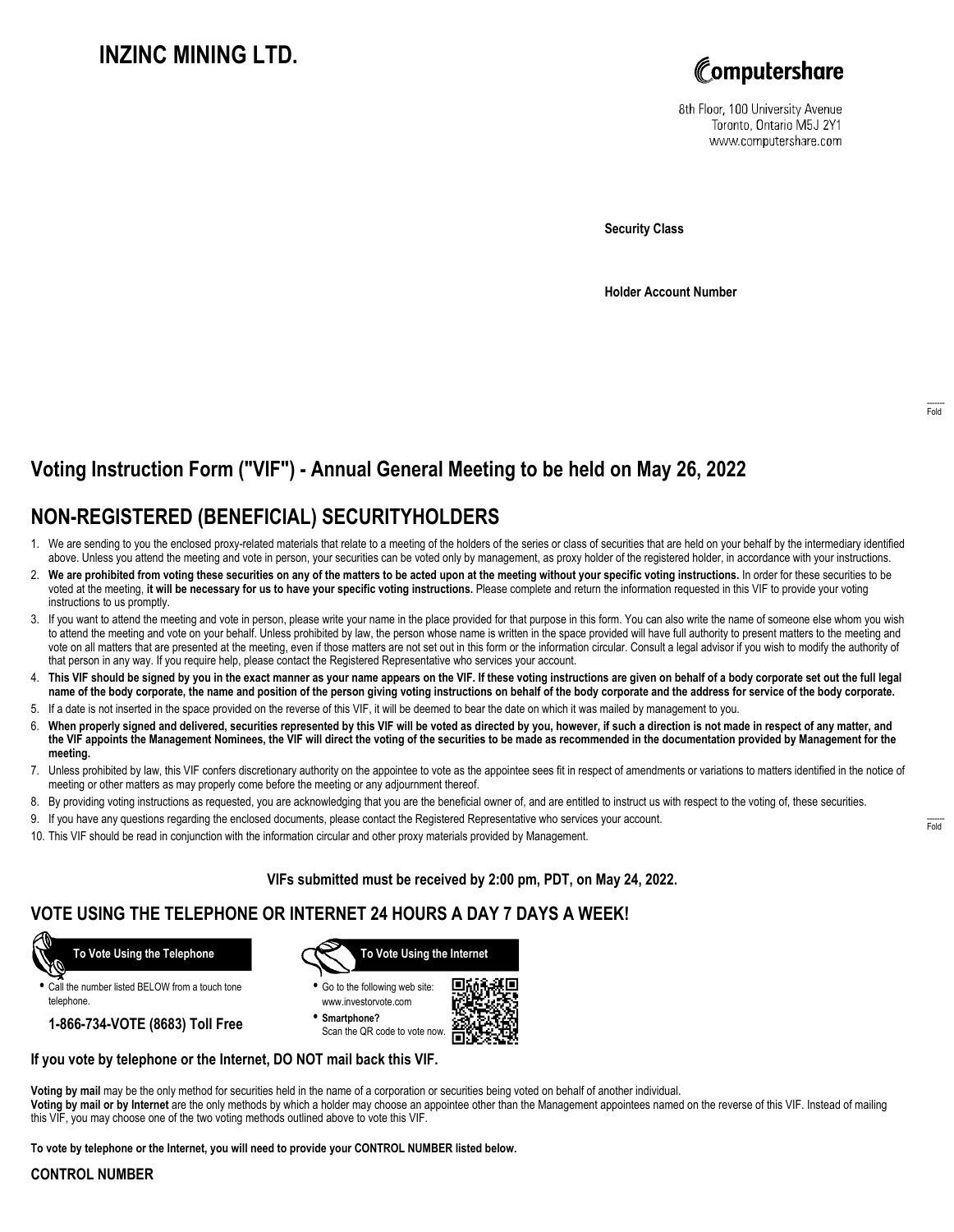# INZINC MINING LTD.

Computershare

8th Floor, 100 University Avenue
Toronto, Ontario M5J 2Y1
www.computershare.com

**Security Class**

**Holder Account Number**

Fold

## Voting Instruction Form ("VIF") - Annual General Meeting to be held on May 26, 2022

## NON-REGISTERED (BENEFICIAL) SECURITYHOLDERS

1. We are sending to you the enclosed proxy-related materials that relate to a meeting of the holders of the series or class of securities that are held on your behalf by the intermediary identified above. Unless you attend the meeting and vote in person, your securities can be voted only by management, as proxy holder of the registered holder, in accordance with your instructions.
2. **We are prohibited from voting these securities on any of the matters to be acted upon at the meeting without your specific voting instructions.** In order for these securities to be voted at the meeting, **it will be necessary for us to have your specific voting instructions.** Please complete and return the information requested in this VIF to provide your voting instructions to us promptly.
3. If you want to attend the meeting and vote in person, please write your name in the place provided for that purpose in this form. You can also write the name of someone else whom you wish to attend the meeting and vote on your behalf. Unless prohibited by law, the person whose name is written in the space provided will have full authority to present matters to the meeting and vote on all matters that are presented at the meeting, even if those matters are not set out in this form or the information circular. Consult a legal advisor if you wish to modify the authority of that person in any way. If you require help, please contact the Registered Representative who services your account.
4. **This VIF should be signed by you in the exact manner as your name appears on the VIF. If these voting instructions are given on behalf of a body corporate set out the full legal name of the body corporate, the name and position of the person giving voting instructions on behalf of the body corporate and the address for service of the body corporate.**
5. If a date is not inserted in the space provided on the reverse of this VIF, it will be deemed to bear the date on which it was mailed by management to you.
6. **When properly signed and delivered, securities represented by this VIF will be voted as directed by you, however, if such a direction is not made in respect of any matter, and the VIF appoints the Management Nominees, the VIF will direct the voting of the securities to be made as recommended in the documentation provided by Management for the meeting.**
7. Unless prohibited by law, this VIF confers discretionary authority on the appointee to vote as the appointee sees fit in respect of amendments or variations to matters identified in the notice of meeting or other matters as may properly come before the meeting or any adjournment thereof.
8. By providing voting instructions as requested, you are acknowledging that you are the beneficial owner of, and are entitled to instruct us with respect to the voting of, these securities.
9. If you have any questions regarding the enclosed documents, please contact the Registered Representative who services your account.
10. This VIF should be read in conjunction with the information circular and other proxy materials provided by Management.

Fold

**VIFs submitted must be received by 2:00 pm, PDT, on May 24, 2022.**

## VOTE USING THE TELEPHONE OR INTERNET 24 HOURS A DAY 7 DAYS A WEEK!

**To Vote Using the Telephone**

- Call the number listed BELOW from a touch tone telephone.

**1-866-734-VOTE (8683) Toll Free**

**To Vote Using the Internet**

- Go to the following web site: www.investorvote.com
- **Smartphone?** Scan the QR code to vote now.

**If you vote by telephone or the Internet, DO NOT mail back this VIF.**

**Voting by mail** may be the only method for securities held in the name of a corporation or securities being voted on behalf of another individual.
**Voting by mail or by Internet** are the only methods by which a holder may choose an appointee other than the Management appointees named on the reverse of this VIF. Instead of mailing this VIF, you may choose one of the two voting methods outlined above to vote this VIF.

**To vote by telephone or the Internet, you will need to provide your CONTROL NUMBER listed below.**

**CONTROL NUMBER**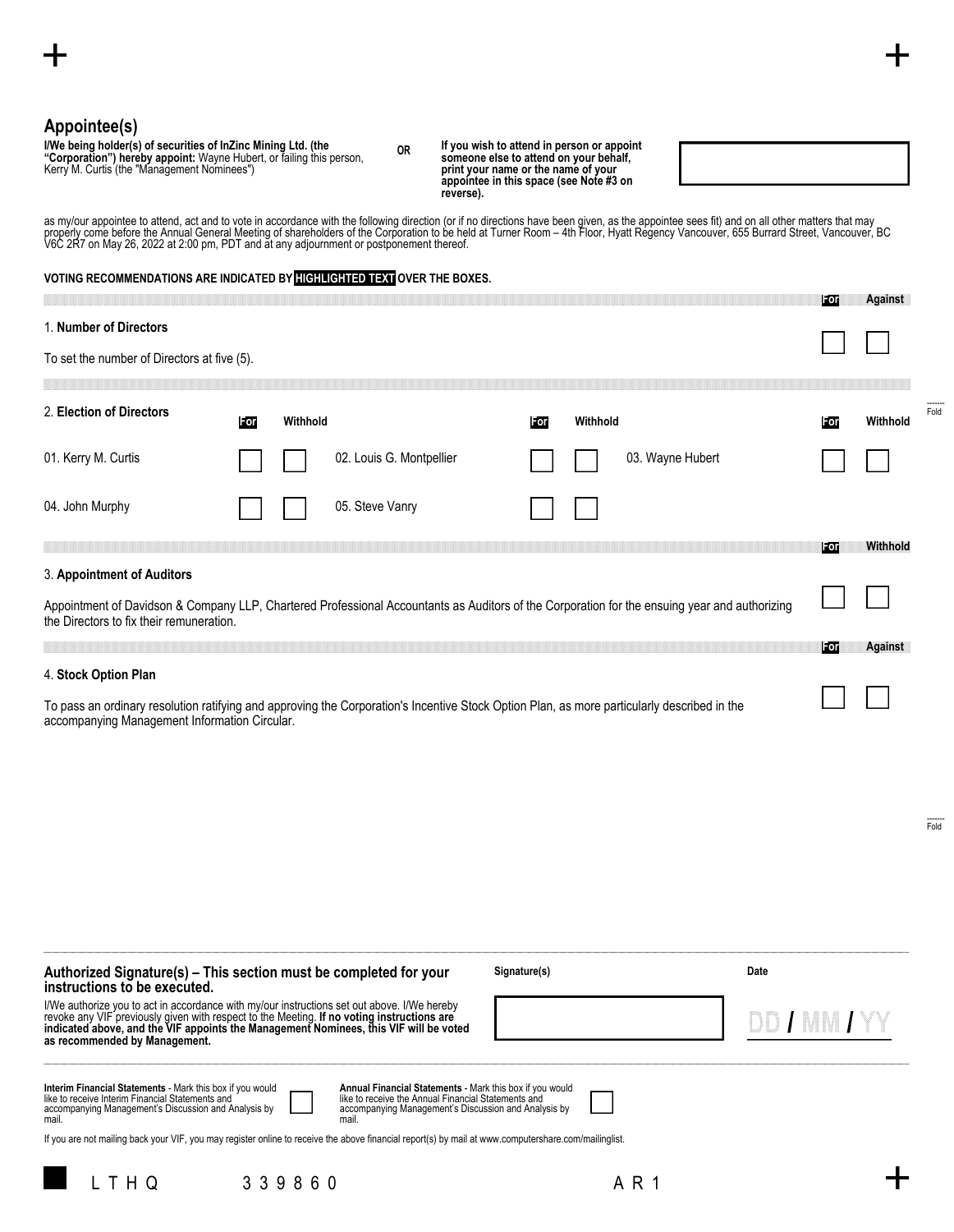## Appointee(s)

**I/We being holder(s) of securities of InZinc Mining Ltd. (the "Corporation") hereby appoint:** Wayne Hubert, or failing this person, Kerry M. Curtis (the "Management Nominees")

**OR**

**If you wish to attend in person or appoint someone else to attend on your behalf, print your name or the name of your appointee in this space (see Note #3 on reverse).**

as my/our appointee to attend, act and to vote in accordance with the following direction (or if no directions have been given, as the appointee sees fit) and on all other matters that may properly come before the Annual General Meeting of shareholders of the Corporation to be held at Turner Room – 4th Floor, Hyatt Regency Vancouver, 655 Burrard Street, Vancouver, BC V6C 2R7 on May 26, 2022 at 2:00 pm, PDT and at any adjournment or postponement thereof.

**VOTING RECOMMENDATIONS ARE INDICATED BY HIGHLIGHTED TEXT OVER THE BOXES.**

| | For | Against |
|---|---|---|
| 1. **Number of Directors**<br>To set the number of Directors at five (5). | ☐ | ☐ |

2. **Election of Directors**

| | For | Withhold | | For | Withhold | | For | Withhold |
|---|---|---|---|---|---|---|---|---|
| 01. Kerry M. Curtis | ☐ | ☐ | 02. Louis G. Montpellier | ☐ | ☐ | 03. Wayne Hubert | ☐ | ☐ |
| 04. John Murphy | ☐ | ☐ | 05. Steve Vanry | ☐ | ☐ | | | |

| | For | Withhold |
|---|---|---|
| 3. **Appointment of Auditors**<br>Appointment of Davidson & Company LLP, Chartered Professional Accountants as Auditors of the Corporation for the ensuing year and authorizing the Directors to fix their remuneration. | ☐ | ☐ |

| | For | Against |
|---|---|---|
| 4. **Stock Option Plan**<br>To pass an ordinary resolution ratifying and approving the Corporation's Incentive Stock Option Plan, as more particularly described in the accompanying Management Information Circular. | ☐ | ☐ |

### Authorized Signature(s) – This section must be completed for your instructions to be executed.

I/We authorize you to act in accordance with my/our instructions set out above. I/We hereby revoke any VIF previously given with respect to the Meeting. **If no voting instructions are indicated above, and the VIF appoints the Management Nominees, this VIF will be voted as recommended by Management.**

Signature(s)

Date

DD / MM / YY

**Interim Financial Statements** - Mark this box if you would like to receive Interim Financial Statements and accompanying Management's Discussion and Analysis by mail. ☐

**Annual Financial Statements** - Mark this box if you would like to receive the Annual Financial Statements and accompanying Management's Discussion and Analysis by mail. ☐

If you are not mailing back your VIF, you may register online to receive the above financial report(s) by mail at www.computershare.com/mailinglist.

L T H Q 3 3 9 8 6 0 A R 1